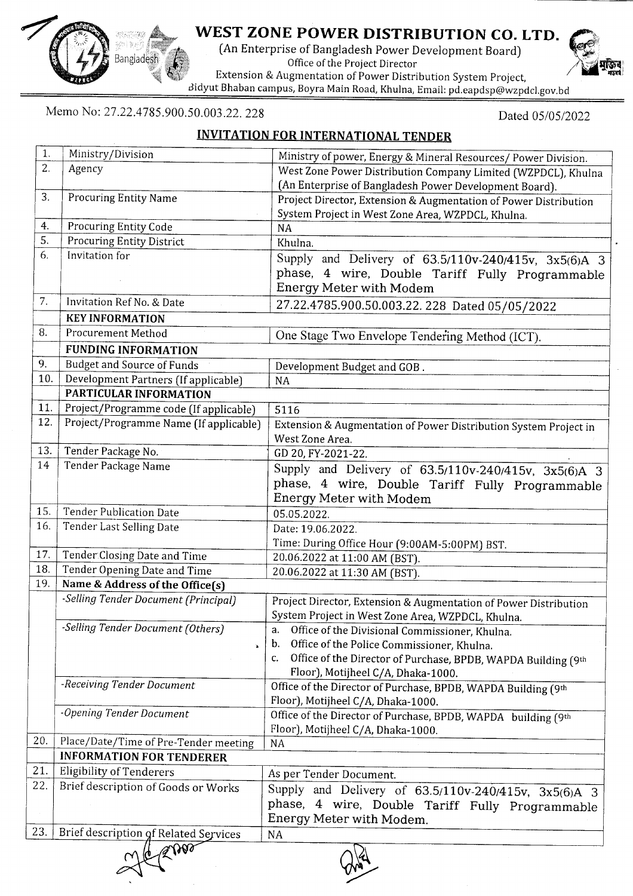# WEST ZONE POWER DISTRIBUTION CO. LTD.

(An Enterprise of Bangladesh Power Development Board)
Office of the Project Director
Extension & Augmentation of Power Distribution System Project,
Bidyut Bhaban campus, Boyra Main Road, Khulna, Email: pd.eapdsp@wzpdcl.gov.bd

Memo No: 27.22.4785.900.50.003.22. 228

Dated 05/05/2022

## INVITATION FOR INTERNATIONAL TENDER

| | | |
|---|---|---|
| 1. | Ministry/Division | Ministry of power, Energy & Mineral Resources/ Power Division. |
| 2. | Agency | West Zone Power Distribution Company Limited (WZPDCL), Khulna (An Enterprise of Bangladesh Power Development Board). |
| 3. | Procuring Entity Name | Project Director, Extension & Augmentation of Power Distribution System Project in West Zone Area, WZPDCL, Khulna. |
| 4. | Procuring Entity Code | NA |
| 5. | Procuring Entity District | Khulna. |
| 6. | Invitation for | Supply and Delivery of 63.5/110v-240/415v, 3x5(6)A 3 phase, 4 wire, Double Tariff Fully Programmable Energy Meter with Modem |
| 7. | Invitation Ref No. & Date | 27.22.4785.900.50.003.22. 228 Dated 05/05/2022 |
| | **KEY INFORMATION** | |
| 8. | Procurement Method | One Stage Two Envelope Tendering Method (ICT). |
| | **FUNDING INFORMATION** | |
| 9. | Budget and Source of Funds | Development Budget and GOB . |
| 10. | Development Partners (If applicable) | NA |
| | **PARTICULAR INFORMATION** | |
| 11. | Project/Programme code (If applicable) | 5116 |
| 12. | Project/Programme Name (If applicable) | Extension & Augmentation of Power Distribution System Project in West Zone Area. |
| 13. | Tender Package No. | GD 20, FY-2021-22. |
| 14 | Tender Package Name | Supply and Delivery of 63.5/110v-240/415v, 3x5(6)A 3 phase, 4 wire, Double Tariff Fully Programmable Energy Meter with Modem |
| 15. | Tender Publication Date | 05.05.2022. |
| 16. | Tender Last Selling Date | Date: 19.06.2022. Time: During Office Hour (9:00AM-5:00PM) BST. |
| 17. | Tender Closing Date and Time | 20.06.2022 at 11:00 AM (BST). |
| 18. | Tender Opening Date and Time | 20.06.2022 at 11:30 AM (BST). |
| 19. | **Name & Address of the Office(s)** | |
| | *-Selling Tender Document (Principal)* | Project Director, Extension & Augmentation of Power Distribution System Project in West Zone Area, WZPDCL, Khulna. |
| | *-Selling Tender Document (Others)* | a. Office of the Divisional Commissioner, Khulna. b. Office of the Police Commissioner, Khulna. c. Office of the Director of Purchase, BPDB, WAPDA Building (9th Floor), Motijheel C/A, Dhaka-1000. |
| | *-Receiving Tender Document* | Office of the Director of Purchase, BPDB, WAPDA Building (9th Floor), Motijheel C/A, Dhaka-1000. |
| | *-Opening Tender Document* | Office of the Director of Purchase, BPDB, WAPDA building (9th Floor), Motijheel C/A, Dhaka-1000. |
| 20. | Place/Date/Time of Pre-Tender meeting | NA |
| | **INFORMATION FOR TENDERER** | |
| 21. | Eligibility of Tenderers | As per Tender Document. |
| 22. | Brief description of Goods or Works | Supply and Delivery of 63.5/110v-240/415v, 3x5(6)A 3 phase, 4 wire, Double Tariff Fully Programmable Energy Meter with Modem. |
| 23. | Brief description of Related Services | NA |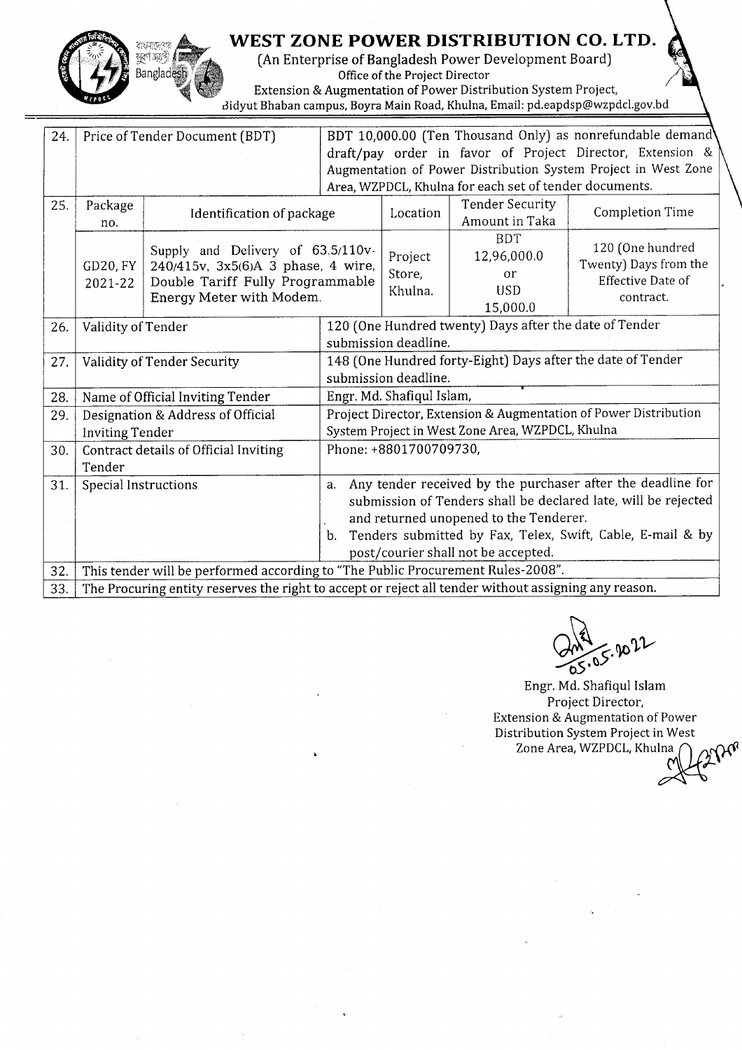# WEST ZONE POWER DISTRIBUTION CO. LTD.

(An Enterprise of Bangladesh Power Development Board)
Office of the Project Director
Extension & Augmentation of Power Distribution System Project,
Bidyut Bhaban campus, Boyra Main Road, Khulna, Email: pd.eapdsp@wzpdcl.gov.bd

| 24. | Price of Tender Document (BDT) | | BDT 10,000.00 (Ten Thousand Only) as nonrefundable demand draft/pay order in favor of Project Director, Extension & Augmentation of Power Distribution System Project in West Zone Area, WZPDCL, Khulna for each set of tender documents. | | |
|---|---|---|---|---|---|
| 25. | Package no. | Identification of package | Location | Tender Security Amount in Taka | Completion Time |
| | GD20, FY 2021-22 | Supply and Delivery of 63.5/110v-240/415v, 3x5(6)A 3 phase, 4 wire, Double Tariff Fully Programmable Energy Meter with Modem. | Project Store, Khulna. | BDT 12,96,000.0 or USD 15,000.0 | 120 (One hundred Twenty) Days from the Effective Date of contract. |
| 26. | Validity of Tender | | 120 (One Hundred twenty) Days after the date of Tender submission deadline. | | |
| 27. | Validity of Tender Security | | 148 (One Hundred forty-Eight) Days after the date of Tender submission deadline. | | |
| 28. | Name of Official Inviting Tender | | Engr. Md. Shafiqul Islam, | | |
| 29. | Designation & Address of Official Inviting Tender | | Project Director, Extension & Augmentation of Power Distribution System Project in West Zone Area, WZPDCL, Khulna | | |
| 30. | Contract details of Official Inviting Tender | | Phone: +8801700709730, | | |
| 31. | Special Instructions | | a. Any tender received by the purchaser after the deadline for submission of Tenders shall be declared late, will be rejected and returned unopened to the Tenderer. b. Tenders submitted by Fax, Telex, Swift, Cable, E-mail & by post/courier shall not be accepted. | | |
| 32. | This tender will be performed according to "The Public Procurement Rules-2008". | | | | |
| 33. | The Procuring entity reserves the right to accept or reject all tender without assigning any reason. | | | | |

05.05.2022

Engr. Md. Shafiqul Islam
Project Director,
Extension & Augmentation of Power Distribution System Project in West Zone Area, WZPDCL, Khulna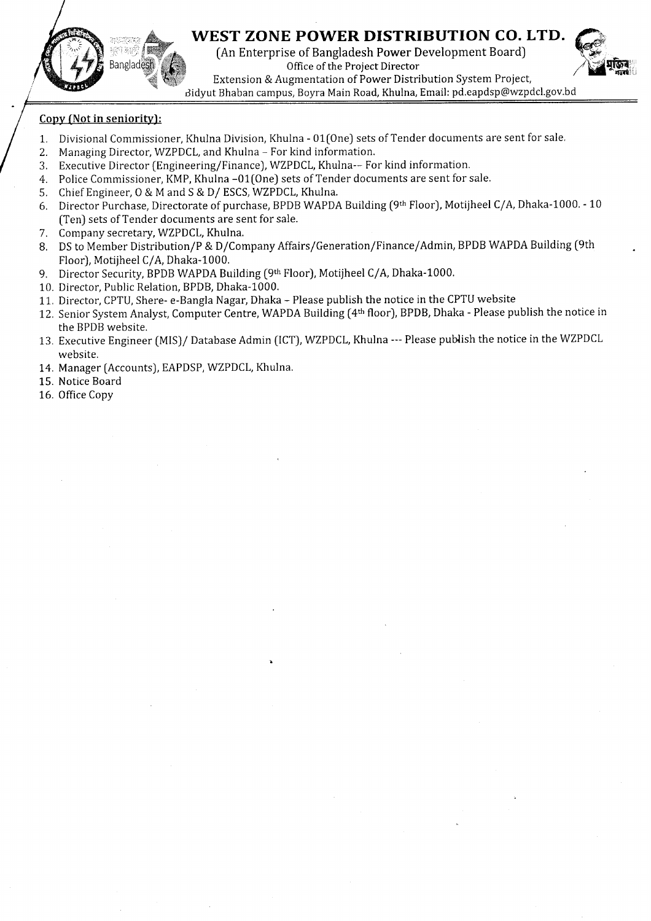# WEST ZONE POWER DISTRIBUTION CO. LTD.

(An Enterprise of Bangladesh Power Development Board)
Office of the Project Director
Extension & Augmentation of Power Distribution System Project,
Bidyut Bhaban campus, Boyra Main Road, Khulna, Email: pd.eapdsp@wzpdcl.gov.bd

**Copy (Not in seniority):**

1. Divisional Commissioner, Khulna Division, Khulna - 01(One) sets of Tender documents are sent for sale.
2. Managing Director, WZPDCL, and Khulna – For kind information.
3. Executive Director (Engineering/Finance), WZPDCL, Khulna-- For kind information.
4. Police Commissioner, KMP, Khulna –01(One) sets of Tender documents are sent for sale.
5. Chief Engineer, O & M and S & D/ ESCS, WZPDCL, Khulna.
6. Director Purchase, Directorate of purchase, BPDB WAPDA Building (9th Floor), Motijheel C/A, Dhaka-1000. - 10 (Ten) sets of Tender documents are sent for sale.
7. Company secretary, WZPDCL, Khulna.
8. DS to Member Distribution/P & D/Company Affairs/Generation/Finance/Admin, BPDB WAPDA Building (9th Floor), Motijheel C/A, Dhaka-1000.
9. Director Security, BPDB WAPDA Building (9th Floor), Motijheel C/A, Dhaka-1000.
10. Director, Public Relation, BPDB, Dhaka-1000.
11. Director, CPTU, Shere- e-Bangla Nagar, Dhaka – Please publish the notice in the CPTU website
12. Senior System Analyst, Computer Centre, WAPDA Building (4th floor), BPDB, Dhaka - Please publish the notice in the BPDB website.
13. Executive Engineer (MIS)/ Database Admin (ICT), WZPDCL, Khulna --- Please publish the notice in the WZPDCL website.
14. Manager (Accounts), EAPDSP, WZPDCL, Khulna.
15. Notice Board
16. Office Copy